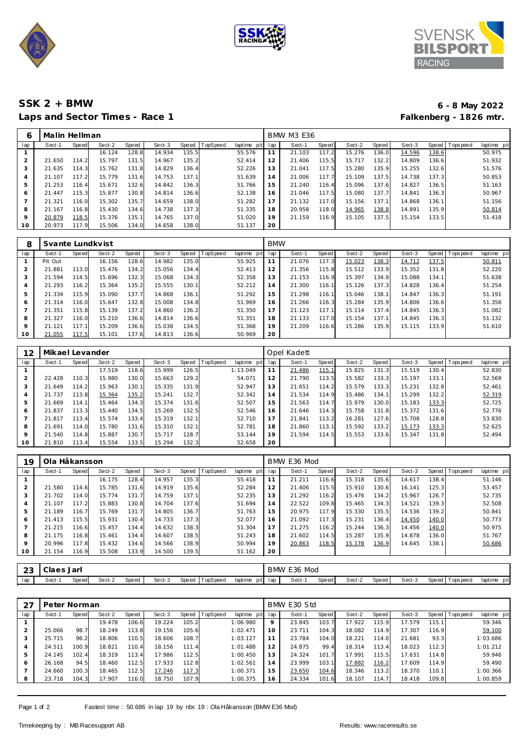# SSK 2 + BMW

**6 - 8 May 2022**

## Laps and Sector Times - Race 1

**Falkenberg - 1826 mtr.**

| 6 | Malin Hellman | | | | | | | | BMW M3 E36 | | | | | | | | |
|---|---|---|---|---|---|---|---|---|---|---|---|---|---|---|---|---|---|
| lap | Sect-1 | Speed | Sect-2 | Speed | Sect-3 | Speed | TopSpeed | laptime pit | lap | Sect-1 | Speed | Sect-2 | Speed | Sect-3 | Speed | Topspeed | laptime pit |
| 1 | | | 16.124 | 128.8 | 14.934 | 135.5 | | 55.576 | 11 | 21.103 | 117.2 | 15.276 | 136.0 | 14.596 | 138.6 | | 50.975 |
| 2 | 21.650 | 114.2 | 15.797 | 131.5 | 14.967 | 135.2 | | 52.414 | 12 | 21.406 | 115.5 | 15.717 | 132.2 | 14.809 | 136.6 | | 51.932 |
| 3 | 21.635 | 114.3 | 15.762 | 131.8 | 14.829 | 136.4 | | 52.226 | 13 | 21.041 | 117.5 | 15.280 | 135.9 | 15.255 | 132.6 | | 51.576 |
| 4 | 21.107 | 117.2 | 15.779 | 131.6 | 14.753 | 137.1 | | 51.639 | 14 | 21.006 | 117.7 | 15.109 | 137.5 | 14.738 | 137.3 | | 50.853 |
| 5 | 21.253 | 116.4 | 15.671 | 132.6 | 14.842 | 136.3 | | 51.766 | 15 | 21.240 | 116.4 | 15.096 | 137.6 | 14.827 | 136.5 | | 51.163 |
| 6 | 21.447 | 115.3 | 15.877 | 130.8 | 14.814 | 136.6 | | 52.138 | 16 | 21.046 | 117.5 | 15.080 | 137.7 | 14.841 | 136.3 | | 50.967 |
| 7 | 21.321 | 116.0 | 15.302 | 135.7 | 14.659 | 138.0 | | 51.282 | 17 | 21.132 | 117.0 | 15.156 | 137.1 | 14.868 | 136.1 | | 51.156 |
| 8 | 21.167 | 116.8 | 15.430 | 134.6 | 14.738 | 137.3 | | 51.335 | 18 | 20.958 | 118.0 | 14.965 | 138.8 | 14.891 | 135.9 | | 50.814 |
| 9 | 20.879 | 118.5 | 15.376 | 135.1 | 14.765 | 137.0 | | 51.020 | 19 | 21.159 | 116.9 | 15.105 | 137.5 | 15.154 | 133.5 | | 51.418 |
| 10 | 20.973 | 117.9 | 15.506 | 134.0 | 14.658 | 138.0 | | 51.137 | 20 | | | | | | | | |

| 8 | Svante Lundkvist | | | | | | | | BMW | | | | | | | | |
|---|---|---|---|---|---|---|---|---|---|---|---|---|---|---|---|---|---|
| lap | Sect-1 | Speed | Sect-2 | Speed | Sect-3 | Speed | TopSpeed | laptime pit | lap | Sect-1 | Speed | Sect-2 | Speed | Sect-3 | Speed | Topspeed | laptime pit |
| 1 | Pit Out | | 16.156 | 128.6 | 14.982 | 135.0 | | 55.925 | 11 | 21.076 | 117.3 | 15.023 | 138.3 | 14.712 | 137.5 | | 50.811 |
| 2 | 21.881 | 113.0 | 15.476 | 134.2 | 15.056 | 134.4 | | 52.413 | 12 | 21.356 | 115.8 | 15.512 | 133.9 | 15.352 | 131.8 | | 52.220 |
| 3 | 21.594 | 114.5 | 15.696 | 132.3 | 15.068 | 134.3 | | 52.358 | 13 | 21.153 | 116.9 | 15.397 | 134.9 | 15.088 | 134.1 | | 51.638 |
| 4 | 21.293 | 116.2 | 15.364 | 135.2 | 15.555 | 130.1 | | 52.212 | 14 | 21.300 | 116.1 | 15.126 | 137.3 | 14.828 | 136.4 | | 51.254 |
| 5 | 21.334 | 115.9 | 15.090 | 137.7 | 14.868 | 136.1 | | 51.292 | 15 | 21.298 | 116.1 | 15.046 | 138.1 | 14.847 | 136.3 | | 51.191 |
| 6 | 21.314 | 116.0 | 15.647 | 132.8 | 15.008 | 134.8 | | 51.969 | 16 | 21.266 | 116.3 | 15.284 | 135.9 | 14.806 | 136.6 | | 51.356 |
| 7 | 21.351 | 115.8 | 15.139 | 137.2 | 14.860 | 136.2 | | 51.350 | 17 | 21.123 | 117.1 | 15.114 | 137.4 | 14.845 | 136.3 | | 51.082 |
| 8 | 21.327 | 116.0 | 15.210 | 136.6 | 14.814 | 136.6 | | 51.351 | 18 | 21.133 | 117.0 | 15.154 | 137.1 | 14.845 | 136.3 | | 51.132 |
| 9 | 21.121 | 117.1 | 15.209 | 136.6 | 15.038 | 134.5 | | 51.368 | 19 | 21.209 | 116.6 | 15.286 | 135.9 | 15.115 | 133.9 | | 51.610 |
| 10 | 21.055 | 117.5 | 15.101 | 137.6 | 14.813 | 136.6 | | 50.969 | 20 | | | | | | | | |

| 12 | Mikael Levander | | | | | | | | Opel Kadett | | | | | | | | |
|---|---|---|---|---|---|---|---|---|---|---|---|---|---|---|---|---|---|
| lap | Sect-1 | Speed | Sect-2 | Speed | Sect-3 | Speed | TopSpeed | laptime pit | lap | Sect-1 | Speed | Sect-2 | Speed | Sect-3 | Speed | Topspeed | laptime pit |
| 1 | | | 17.519 | 118.6 | 15.999 | 126.5 | | 1:13.049 | 11 | 21.486 | 115.1 | 15.825 | 131.3 | 15.519 | 130.4 | | 52.830 |
| 2 | 22.428 | 110.3 | 15.980 | 130.0 | 15.663 | 129.2 | | 54.071 | 12 | 21.790 | 113.5 | 15.582 | 133.3 | 15.197 | 133.1 | | 52.569 |
| 3 | 21.649 | 114.2 | 15.963 | 130.1 | 15.335 | 131.9 | | 52.947 | 13 | 21.651 | 114.2 | 15.579 | 133.3 | 15.231 | 132.8 | | 52.461 |
| 4 | 21.737 | 113.8 | 15.364 | 135.2 | 15.241 | 132.7 | | 52.342 | 14 | 21.534 | 114.9 | 15.486 | 134.1 | 15.299 | 132.2 | | 52.319 |
| 5 | 21.669 | 114.1 | 15.464 | 134.3 | 15.374 | 131.6 | | 52.507 | 15 | 21.563 | 114.7 | 15.979 | 130.0 | 15.183 | 133.3 | | 52.725 |
| 6 | 21.837 | 113.3 | 15.440 | 134.5 | 15.269 | 132.5 | | 52.546 | 16 | 21.646 | 114.3 | 15.758 | 131.8 | 15.372 | 131.6 | | 52.776 |
| 7 | 21.817 | 113.4 | 15.574 | 133.4 | 15.319 | 132.1 | | 52.710 | 17 | 21.841 | 113.2 | 16.281 | 127.6 | 15.708 | 128.8 | | 53.830 |
| 8 | 21.691 | 114.0 | 15.780 | 131.6 | 15.310 | 132.1 | | 52.781 | 18 | 21.860 | 113.1 | 15.592 | 133.2 | 15.173 | 133.3 | | 52.625 |
| 9 | 21.540 | 114.8 | 15.887 | 130.7 | 15.717 | 128.7 | | 53.144 | 19 | 21.594 | 114.5 | 15.553 | 133.6 | 15.347 | 131.8 | | 52.494 |
| 10 | 21.810 | 113.4 | 15.554 | 133.5 | 15.294 | 132.3 | | 52.658 | 20 | | | | | | | | |

| 19 | Ola Håkansson | | | | | | | | BMW E36 Mod | | | | | | | | |
|---|---|---|---|---|---|---|---|---|---|---|---|---|---|---|---|---|---|
| lap | Sect-1 | Speed | Sect-2 | Speed | Sect-3 | Speed | TopSpeed | laptime pit | lap | Sect-1 | Speed | Sect-2 | Speed | Sect-3 | Speed | Topspeed | laptime pit |
| 1 | | | 16.175 | 128.4 | 14.957 | 135.3 | | 55.418 | 11 | 21.211 | 116.6 | 15.318 | 135.6 | 14.617 | 138.4 | | 51.146 |
| 2 | 21.580 | 114.6 | 15.785 | 131.6 | 14.919 | 135.6 | | 52.284 | 12 | 21.406 | 115.5 | 15.910 | 130.6 | 16.141 | 125.3 | | 53.457 |
| 3 | 21.702 | 114.0 | 15.774 | 131.7 | 14.759 | 137.1 | | 52.235 | 13 | 21.292 | 116.2 | 15.476 | 134.2 | 15.967 | 126.7 | | 52.735 |
| 4 | 21.107 | 117.2 | 15.883 | 130.8 | 14.704 | 137.6 | | 51.694 | 14 | 22.522 | 109.8 | 15.465 | 134.3 | 14.521 | 139.3 | | 52.508 |
| 5 | 21.189 | 116.7 | 15.769 | 131.7 | 14.805 | 136.7 | | 51.763 | 15 | 20.975 | 117.9 | 15.330 | 135.5 | 14.536 | 139.2 | | 50.841 |
| 6 | 21.413 | 115.5 | 15.931 | 130.4 | 14.733 | 137.3 | | 52.077 | 16 | 21.092 | 117.3 | 15.231 | 136.4 | 14.450 | 140.0 | | 50.773 |
| 7 | 21.215 | 116.6 | 15.457 | 134.4 | 14.632 | 138.3 | | 51.304 | 17 | 21.275 | 116.2 | 15.244 | 136.3 | 14.456 | 140.0 | | 50.975 |
| 8 | 21.175 | 116.8 | 15.461 | 134.4 | 14.607 | 138.5 | | 51.243 | 18 | 21.602 | 114.5 | 15.287 | 135.9 | 14.878 | 136.0 | | 51.767 |
| 9 | 20.996 | 117.8 | 15.432 | 134.6 | 14.566 | 138.9 | | 50.994 | 19 | 20.863 | 118.5 | 15.178 | 136.9 | 14.645 | 138.1 | | 50.686 |
| 10 | 21.154 | 116.9 | 15.508 | 133.9 | 14.500 | 139.5 | | 51.162 | 20 | | | | | | | | |

| 23 | Claes Jarl | | | | | | | | BMW E36 Mod | | | | | | | | |
|---|---|---|---|---|---|---|---|---|---|---|---|---|---|---|---|---|---|
| lap | Sect-1 | Speed | Sect-2 | Speed | Sect-3 | Speed | TopSpeed | laptime pit | lap | Sect-1 | Speed | Sect-2 | Speed | Sect-3 | Speed | Topspeed | laptime pit |

| 27 | Peter Norman | | | | | | | | BMW E30 Std | | | | | | | | |
|---|---|---|---|---|---|---|---|---|---|---|---|---|---|---|---|---|---|
| lap | Sect-1 | Speed | Sect-2 | Speed | Sect-3 | Speed | TopSpeed | laptime pit | lap | Sect-1 | Speed | Sect-2 | Speed | Sect-3 | Speed | Topspeed | laptime pit |
| 1 | | | 19.478 | 106.6 | 19.224 | 105.2 | | 1:06.980 | 9 | 23.845 | 103.7 | 17.922 | 115.9 | 17.579 | 115.1 | | 59.346 |
| 2 | 25.066 | 98.7 | 18.249 | 113.8 | 19.156 | 105.6 | | 1:02.471 | 10 | 23.711 | 104.3 | 18.082 | 114.9 | 17.307 | 116.9 | | 59.100 |
| 3 | 25.715 | 96.2 | 18.806 | 110.5 | 18.606 | 108.7 | | 1:03.127 | 11 | 23.784 | 104.0 | 18.221 | 114.0 | 21.681 | 93.3 | | 1:03.686 |
| 4 | 24.511 | 100.9 | 18.821 | 110.4 | 18.156 | 111.4 | | 1:01.488 | 12 | 24.875 | 99.4 | 18.314 | 113.4 | 18.023 | 112.3 | | 1:01.212 |
| 5 | 24.145 | 102.4 | 18.319 | 113.4 | 17.986 | 112.5 | | 1:00.450 | 13 | 24.324 | 101.7 | 17.991 | 115.5 | 17.631 | 114.8 | | 59.946 |
| 6 | 26.168 | 94.5 | 18.460 | 112.5 | 17.933 | 112.8 | | 1:02.561 | 14 | 23.999 | 103.1 | 17.882 | 116.2 | 17.609 | 114.9 | | 59.490 |
| 7 | 24.660 | 100.3 | 18.465 | 112.5 | 17.246 | 117.3 | | 1:00.371 | 15 | 23.650 | 104.6 | 18.346 | 113.2 | 18.370 | 110.1 | | 1:00.366 |
| 8 | 23.718 | 104.3 | 17.907 | 116.0 | 18.750 | 107.9 | | 1:00.375 | 16 | 24.334 | 101.6 | 18.107 | 114.7 | 18.418 | 109.8 | | 1:00.859 |

Fastest time : 50.686 in lap 19 by nbr. 19 : Ola Håkansson (BMW E36 Mod)

Timekeeping by : MB Racesupport AB

Results: www.raceresults.se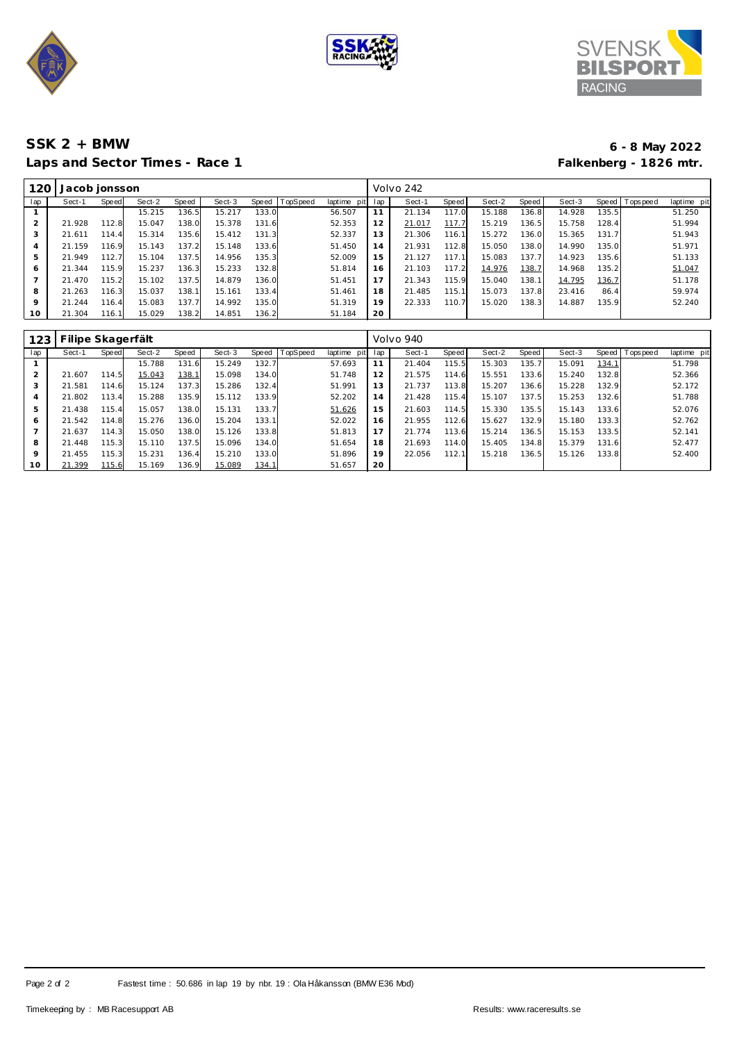## SSK 2 + BMW

### Laps and Sector Times - Race 1

**6 - 8 May 2022**

**Falkenberg - 1826 mtr.**

| 120 | Jacob jonsson | | | | | | | | | Volvo 242 | | | | | | | | |
|---|---|---|---|---|---|---|---|---|---|---|---|---|---|---|---|---|---|---|
| lap | Sect-1 | Speed | Sect-2 | Speed | Sect-3 | Speed | TopSpeed | laptime pit | lap | Sect-1 | Speed | Sect-2 | Speed | Sect-3 | Speed | Topspeed | laptime pit |
| 1 | | | 15.215 | 136.5 | 15.217 | 133.0 | | 56.507 | 11 | 21.134 | 117.0 | 15.188 | 136.8 | 14.928 | 135.5 | | 51.250 |
| 2 | 21.928 | 112.8 | 15.047 | 138.0 | 15.378 | 131.6 | | 52.353 | 12 | 21.017 | 117.7 | 15.219 | 136.5 | 15.758 | 128.4 | | 51.994 |
| 3 | 21.611 | 114.4 | 15.314 | 135.6 | 15.412 | 131.3 | | 52.337 | 13 | 21.306 | 116.1 | 15.272 | 136.0 | 15.365 | 131.7 | | 51.943 |
| 4 | 21.159 | 116.9 | 15.143 | 137.2 | 15.148 | 133.6 | | 51.450 | 14 | 21.931 | 112.8 | 15.050 | 138.0 | 14.990 | 135.0 | | 51.971 |
| 5 | 21.949 | 112.7 | 15.104 | 137.5 | 14.956 | 135.3 | | 52.009 | 15 | 21.127 | 117.1 | 15.083 | 137.7 | 14.923 | 135.6 | | 51.133 |
| 6 | 21.344 | 115.9 | 15.237 | 136.3 | 15.233 | 132.8 | | 51.814 | 16 | 21.103 | 117.2 | 14.976 | 138.7 | 14.968 | 135.2 | | 51.047 |
| 7 | 21.470 | 115.2 | 15.102 | 137.5 | 14.879 | 136.0 | | 51.451 | 17 | 21.343 | 115.9 | 15.040 | 138.1 | 14.795 | 136.7 | | 51.178 |
| 8 | 21.263 | 116.3 | 15.037 | 138.1 | 15.161 | 133.4 | | 51.461 | 18 | 21.485 | 115.1 | 15.073 | 137.8 | 23.416 | 86.4 | | 59.974 |
| 9 | 21.244 | 116.4 | 15.083 | 137.7 | 14.992 | 135.0 | | 51.319 | 19 | 22.333 | 110.7 | 15.020 | 138.3 | 14.887 | 135.9 | | 52.240 |
| 10 | 21.304 | 116.1 | 15.029 | 138.2 | 14.851 | 136.2 | | 51.184 | 20 | | | | | | | | |

| 123 | Filipe Skagerfält | | | | | | | | | Volvo 940 | | | | | | | | |
|---|---|---|---|---|---|---|---|---|---|---|---|---|---|---|---|---|---|---|
| lap | Sect-1 | Speed | Sect-2 | Speed | Sect-3 | Speed | TopSpeed | laptime pit | lap | Sect-1 | Speed | Sect-2 | Speed | Sect-3 | Speed | Topspeed | laptime pit |
| 1 | | | 15.788 | 131.6 | 15.249 | 132.7 | | 57.693 | 11 | 21.404 | 115.5 | 15.303 | 135.7 | 15.091 | 134.1 | | 51.798 |
| 2 | 21.607 | 114.5 | 15.043 | 138.1 | 15.098 | 134.0 | | 51.748 | 12 | 21.575 | 114.6 | 15.551 | 133.6 | 15.240 | 132.8 | | 52.366 |
| 3 | 21.581 | 114.6 | 15.124 | 137.3 | 15.286 | 132.4 | | 51.991 | 13 | 21.737 | 113.8 | 15.207 | 136.6 | 15.228 | 132.9 | | 52.172 |
| 4 | 21.802 | 113.4 | 15.288 | 135.9 | 15.112 | 133.9 | | 52.202 | 14 | 21.428 | 115.4 | 15.107 | 137.5 | 15.253 | 132.6 | | 51.788 |
| 5 | 21.438 | 115.4 | 15.057 | 138.0 | 15.131 | 133.7 | | 51.626 | 15 | 21.603 | 114.5 | 15.330 | 135.5 | 15.143 | 133.6 | | 52.076 |
| 6 | 21.542 | 114.8 | 15.276 | 136.0 | 15.204 | 133.1 | | 52.022 | 16 | 21.955 | 112.6 | 15.627 | 132.9 | 15.180 | 133.3 | | 52.762 |
| 7 | 21.637 | 114.3 | 15.050 | 138.0 | 15.126 | 133.8 | | 51.813 | 17 | 21.774 | 113.6 | 15.214 | 136.5 | 15.153 | 133.5 | | 52.141 |
| 8 | 21.448 | 115.3 | 15.110 | 137.5 | 15.096 | 134.0 | | 51.654 | 18 | 21.693 | 114.0 | 15.405 | 134.8 | 15.379 | 131.6 | | 52.477 |
| 9 | 21.455 | 115.3 | 15.231 | 136.4 | 15.210 | 133.0 | | 51.896 | 19 | 22.056 | 112.1 | 15.218 | 136.5 | 15.126 | 133.8 | | 52.400 |
| 10 | 21.399 | 115.6 | 15.169 | 136.9 | 15.089 | 134.1 | | 51.657 | 20 | | | | | | | | |

Fastest time : 50.686 in lap 19 by nbr. 19 : Ola Håkansson (BMW E36 Mod)

Timekeeping by : MB Racesupport AB

Results: www.raceresults.se